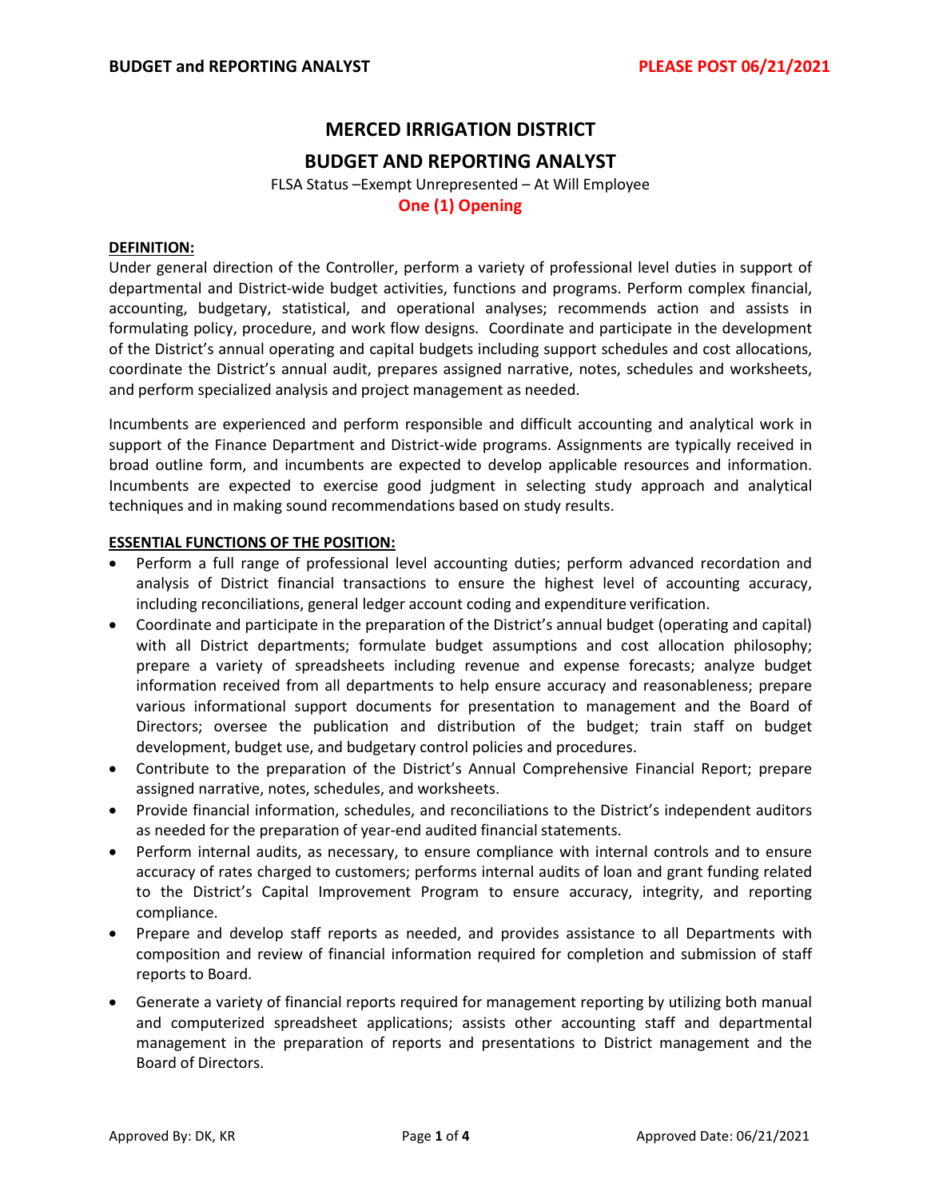# MERCED IRRIGATION DISTRICT

## BUDGET AND REPORTING ANALYST

FLSA Status –Exempt Unrepresented – At Will Employee

**One (1) Opening**

**DEFINITION:**

Under general direction of the Controller, perform a variety of professional level duties in support of departmental and District-wide budget activities, functions and programs. Perform complex financial, accounting, budgetary, statistical, and operational analyses; recommends action and assists in formulating policy, procedure, and work flow designs. Coordinate and participate in the development of the District's annual operating and capital budgets including support schedules and cost allocations, coordinate the District's annual audit, prepares assigned narrative, notes, schedules and worksheets, and perform specialized analysis and project management as needed.

Incumbents are experienced and perform responsible and difficult accounting and analytical work in support of the Finance Department and District-wide programs. Assignments are typically received in broad outline form, and incumbents are expected to develop applicable resources and information. Incumbents are expected to exercise good judgment in selecting study approach and analytical techniques and in making sound recommendations based on study results.

**ESSENTIAL FUNCTIONS OF THE POSITION:**

- Perform a full range of professional level accounting duties; perform advanced recordation and analysis of District financial transactions to ensure the highest level of accounting accuracy, including reconciliations, general ledger account coding and expenditure verification.
- Coordinate and participate in the preparation of the District's annual budget (operating and capital) with all District departments; formulate budget assumptions and cost allocation philosophy; prepare a variety of spreadsheets including revenue and expense forecasts; analyze budget information received from all departments to help ensure accuracy and reasonableness; prepare various informational support documents for presentation to management and the Board of Directors; oversee the publication and distribution of the budget; train staff on budget development, budget use, and budgetary control policies and procedures.
- Contribute to the preparation of the District's Annual Comprehensive Financial Report; prepare assigned narrative, notes, schedules, and worksheets.
- Provide financial information, schedules, and reconciliations to the District's independent auditors as needed for the preparation of year-end audited financial statements.
- Perform internal audits, as necessary, to ensure compliance with internal controls and to ensure accuracy of rates charged to customers; performs internal audits of loan and grant funding related to the District's Capital Improvement Program to ensure accuracy, integrity, and reporting compliance.
- Prepare and develop staff reports as needed, and provides assistance to all Departments with composition and review of financial information required for completion and submission of staff reports to Board.
- Generate a variety of financial reports required for management reporting by utilizing both manual and computerized spreadsheet applications; assists other accounting staff and departmental management in the preparation of reports and presentations to District management and the Board of Directors.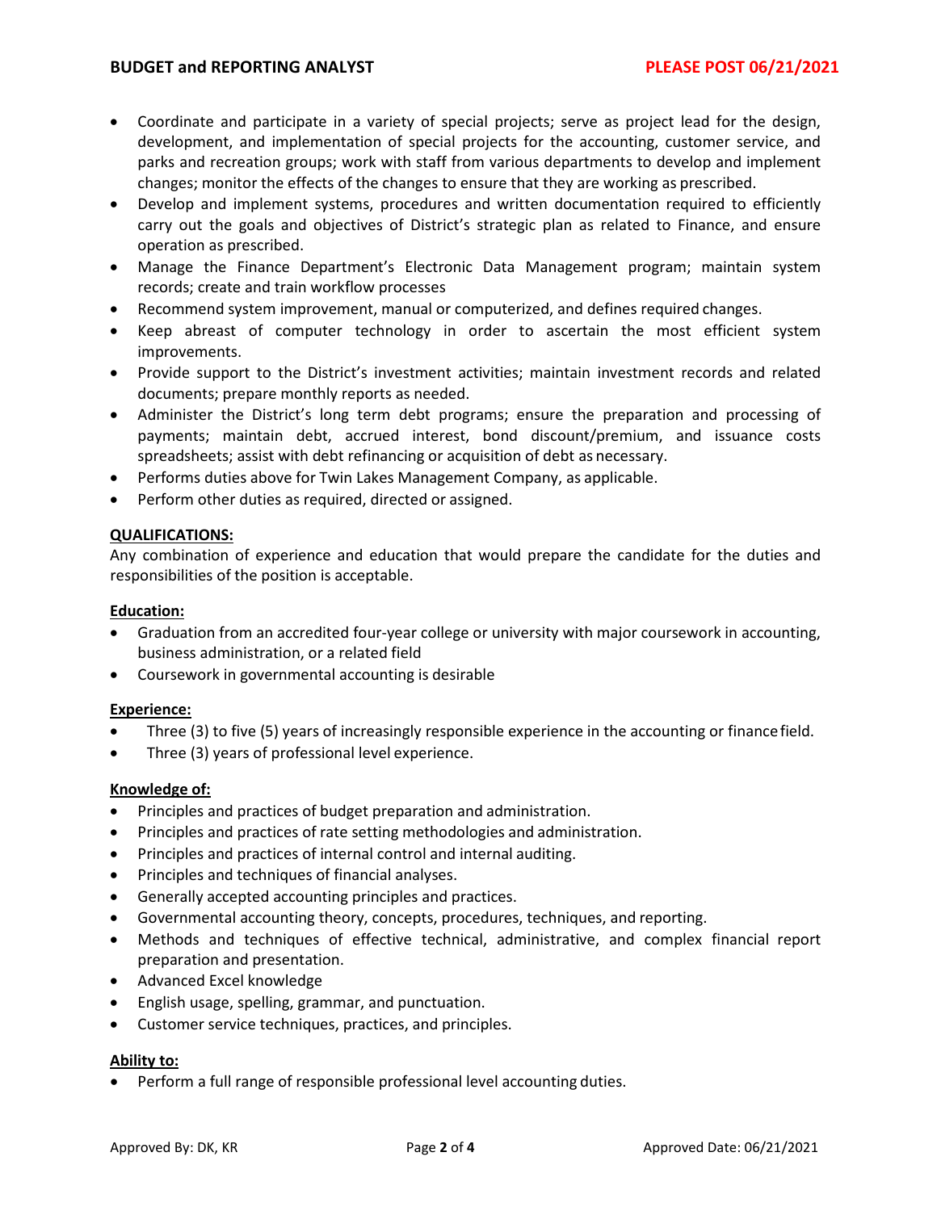- Coordinate and participate in a variety of special projects; serve as project lead for the design, development, and implementation of special projects for the accounting, customer service, and parks and recreation groups; work with staff from various departments to develop and implement changes; monitor the effects of the changes to ensure that they are working as prescribed.
- Develop and implement systems, procedures and written documentation required to efficiently carry out the goals and objectives of District's strategic plan as related to Finance, and ensure operation as prescribed.
- Manage the Finance Department's Electronic Data Management program; maintain system records; create and train workflow processes
- Recommend system improvement, manual or computerized, and defines required changes.
- Keep abreast of computer technology in order to ascertain the most efficient system improvements.
- Provide support to the District's investment activities; maintain investment records and related documents; prepare monthly reports as needed.
- Administer the District's long term debt programs; ensure the preparation and processing of payments; maintain debt, accrued interest, bond discount/premium, and issuance costs spreadsheets; assist with debt refinancing or acquisition of debt as necessary.
- Performs duties above for Twin Lakes Management Company, as applicable.
- Perform other duties as required, directed or assigned.

## QUALIFICATIONS:

Any combination of experience and education that would prepare the candidate for the duties and responsibilities of the position is acceptable.

### Education:

- Graduation from an accredited four-year college or university with major coursework in accounting, business administration, or a related field
- Coursework in governmental accounting is desirable

### Experience:

- Three (3) to five (5) years of increasingly responsible experience in the accounting or finance field.
- Three (3) years of professional level experience.

### Knowledge of:

- Principles and practices of budget preparation and administration.
- Principles and practices of rate setting methodologies and administration.
- Principles and practices of internal control and internal auditing.
- Principles and techniques of financial analyses.
- Generally accepted accounting principles and practices.
- Governmental accounting theory, concepts, procedures, techniques, and reporting.
- Methods and techniques of effective technical, administrative, and complex financial report preparation and presentation.
- Advanced Excel knowledge
- English usage, spelling, grammar, and punctuation.
- Customer service techniques, practices, and principles.

### Ability to:

- Perform a full range of responsible professional level accounting duties.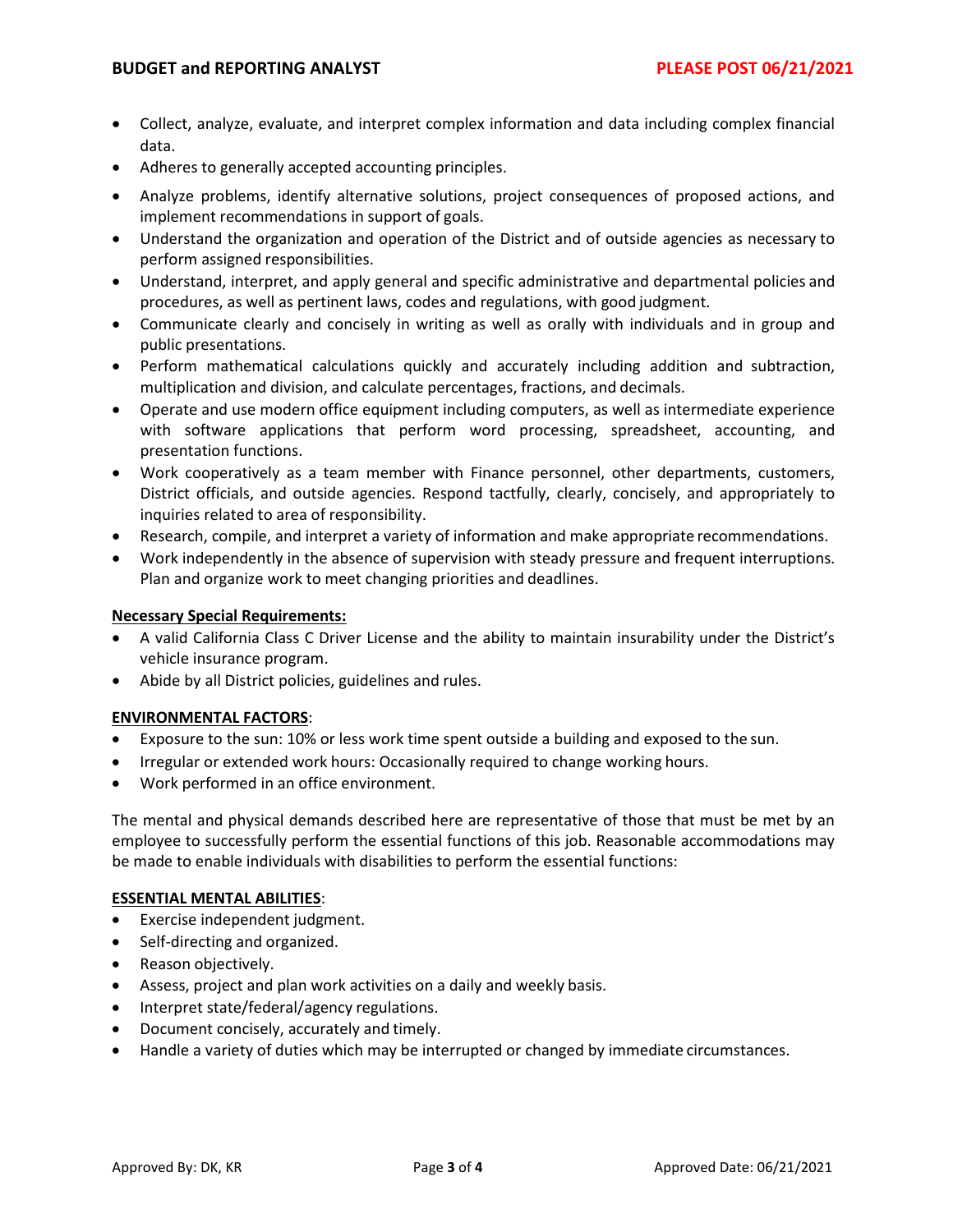- Collect, analyze, evaluate, and interpret complex information and data including complex financial data.
- Adheres to generally accepted accounting principles.
- Analyze problems, identify alternative solutions, project consequences of proposed actions, and implement recommendations in support of goals.
- Understand the organization and operation of the District and of outside agencies as necessary to perform assigned responsibilities.
- Understand, interpret, and apply general and specific administrative and departmental policies and procedures, as well as pertinent laws, codes and regulations, with good judgment.
- Communicate clearly and concisely in writing as well as orally with individuals and in group and public presentations.
- Perform mathematical calculations quickly and accurately including addition and subtraction, multiplication and division, and calculate percentages, fractions, and decimals.
- Operate and use modern office equipment including computers, as well as intermediate experience with software applications that perform word processing, spreadsheet, accounting, and presentation functions.
- Work cooperatively as a team member with Finance personnel, other departments, customers, District officials, and outside agencies. Respond tactfully, clearly, concisely, and appropriately to inquiries related to area of responsibility.
- Research, compile, and interpret a variety of information and make appropriate recommendations.
- Work independently in the absence of supervision with steady pressure and frequent interruptions. Plan and organize work to meet changing priorities and deadlines.

**Necessary Special Requirements:**

- A valid California Class C Driver License and the ability to maintain insurability under the District's vehicle insurance program.
- Abide by all District policies, guidelines and rules.

**ENVIRONMENTAL FACTORS**:

- Exposure to the sun: 10% or less work time spent outside a building and exposed to the sun.
- Irregular or extended work hours: Occasionally required to change working hours.
- Work performed in an office environment.

The mental and physical demands described here are representative of those that must be met by an employee to successfully perform the essential functions of this job. Reasonable accommodations may be made to enable individuals with disabilities to perform the essential functions:

**ESSENTIAL MENTAL ABILITIES**:

- Exercise independent judgment.
- Self-directing and organized.
- Reason objectively.
- Assess, project and plan work activities on a daily and weekly basis.
- Interpret state/federal/agency regulations.
- Document concisely, accurately and timely.
- Handle a variety of duties which may be interrupted or changed by immediate circumstances.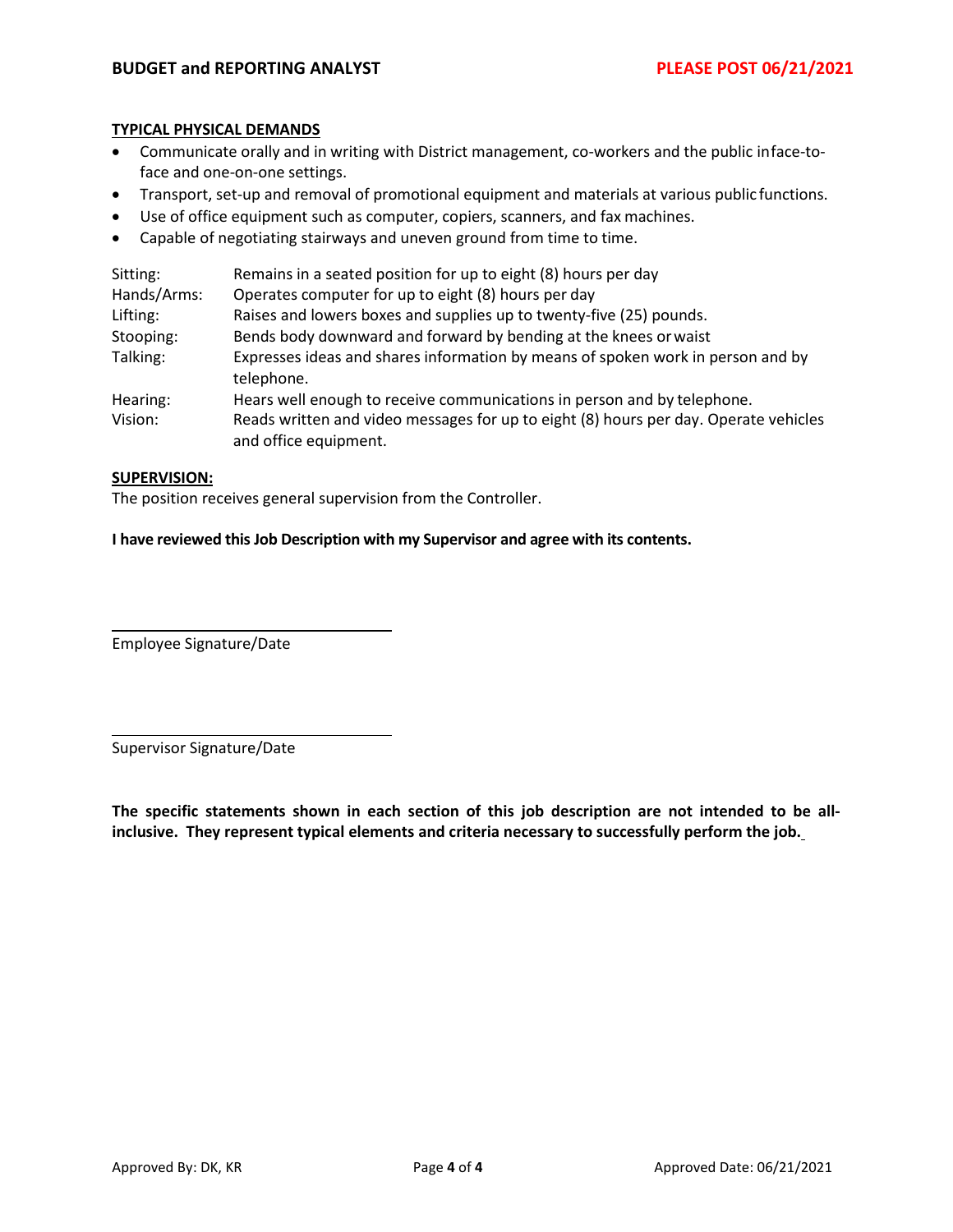**TYPICAL PHYSICAL DEMANDS**

- Communicate orally and in writing with District management, co-workers and the public inface-to-face and one-on-one settings.
- Transport, set-up and removal of promotional equipment and materials at various public functions.
- Use of office equipment such as computer, copiers, scanners, and fax machines.
- Capable of negotiating stairways and uneven ground from time to time.

| | |
|---|---|
| Sitting: | Remains in a seated position for up to eight (8) hours per day |
| Hands/Arms: | Operates computer for up to eight (8) hours per day |
| Lifting: | Raises and lowers boxes and supplies up to twenty-five (25) pounds. |
| Stooping: | Bends body downward and forward by bending at the knees or waist |
| Talking: | Expresses ideas and shares information by means of spoken work in person and by telephone. |
| Hearing: | Hears well enough to receive communications in person and by telephone. |
| Vision: | Reads written and video messages for up to eight (8) hours per day. Operate vehicles and office equipment. |

**SUPERVISION:**

The position receives general supervision from the Controller.

**I have reviewed this Job Description with my Supervisor and agree with its contents.**

Employee Signature/Date

Supervisor Signature/Date

**The specific statements shown in each section of this job description are not intended to be all-inclusive. They represent typical elements and criteria necessary to successfully perform the job.**